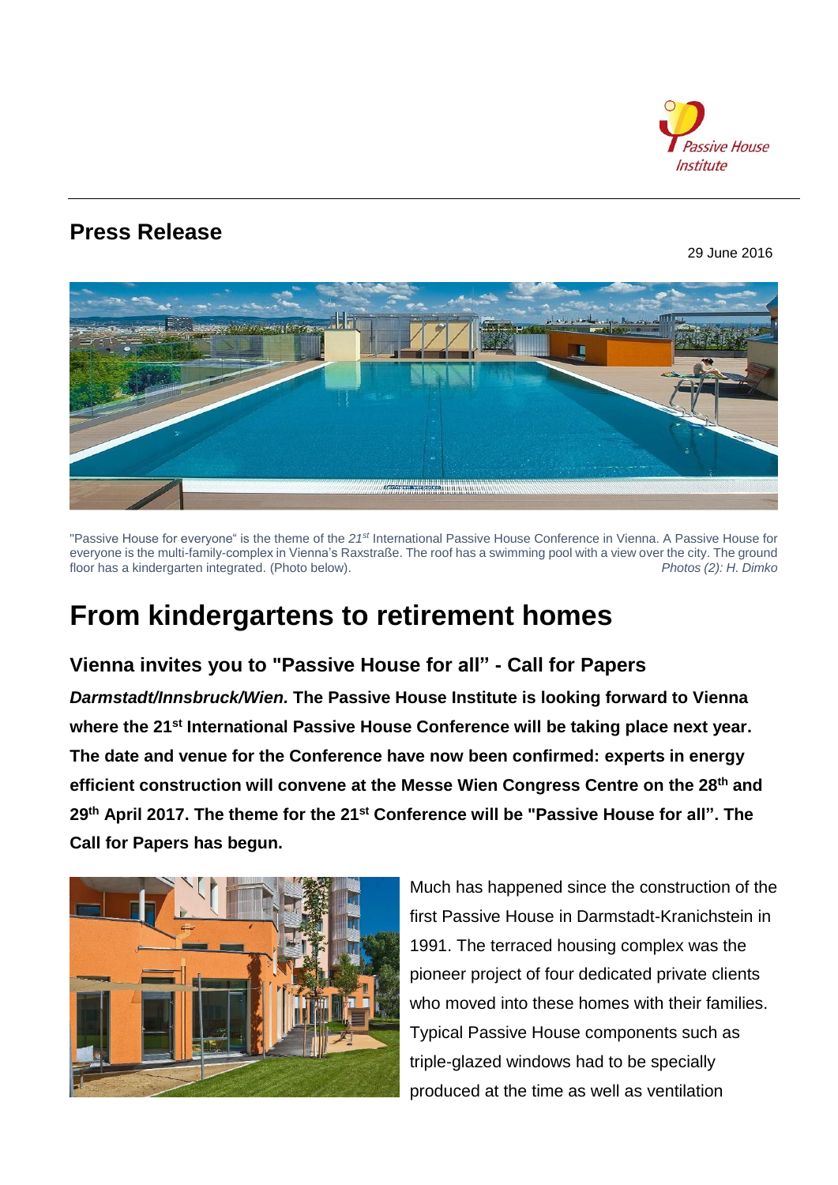## Press Release

29 June 2016

"Passive House for everyone" is the theme of the *21st* International Passive House Conference in Vienna. A Passive House for everyone is the multi-family-complex in Vienna's Raxstraße. The roof has a swimming pool with a view over the city. The ground floor has a kindergarten integrated. (Photo below). *Photos (2): H. Dimko*

# From kindergartens to retirement homes

### Vienna invites you to "Passive House for all" - Call for Papers

***Darmstadt/Innsbruck/Wien.* The Passive House Institute is looking forward to Vienna where the 21st International Passive House Conference will be taking place next year. The date and venue for the Conference have now been confirmed: experts in energy efficient construction will convene at the Messe Wien Congress Centre on the 28th and 29th April 2017. The theme for the 21st Conference will be "Passive House for all". The Call for Papers has begun.**

Much has happened since the construction of the first Passive House in Darmstadt-Kranichstein in 1991. The terraced housing complex was the pioneer project of four dedicated private clients who moved into these homes with their families. Typical Passive House components such as triple-glazed windows had to be specially produced at the time as well as ventilation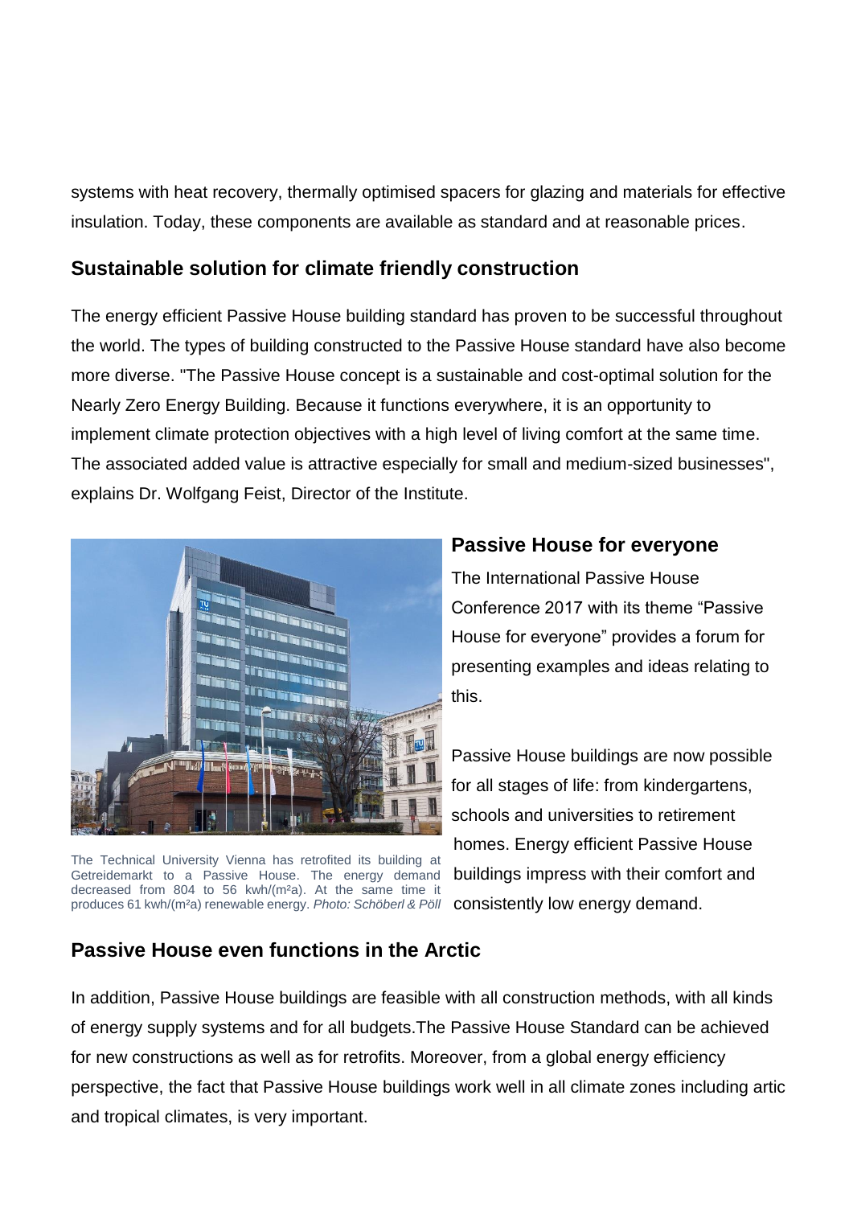systems with heat recovery, thermally optimised spacers for glazing and materials for effective insulation. Today, these components are available as standard and at reasonable prices.

## Sustainable solution for climate friendly construction

The energy efficient Passive House building standard has proven to be successful throughout the world. The types of building constructed to the Passive House standard have also become more diverse. "The Passive House concept is a sustainable and cost-optimal solution for the Nearly Zero Energy Building. Because it functions everywhere, it is an opportunity to implement climate protection objectives with a high level of living comfort at the same time. The associated added value is attractive especially for small and medium-sized businesses", explains Dr. Wolfgang Feist, Director of the Institute.

The Technical University Vienna has retrofited its building at Getreidemarkt to a Passive House. The energy demand decreased from 804 to 56 kwh/(m²a). At the same time it produces 61 kwh/(m²a) renewable energy. *Photo: Schöberl & Pöll*

## Passive House for everyone

The International Passive House Conference 2017 with its theme "Passive House for everyone" provides a forum for presenting examples and ideas relating to this.

Passive House buildings are now possible for all stages of life: from kindergartens, schools and universities to retirement homes. Energy efficient Passive House buildings impress with their comfort and consistently low energy demand.

## Passive House even functions in the Arctic

In addition, Passive House buildings are feasible with all construction methods, with all kinds of energy supply systems and for all budgets.The Passive House Standard can be achieved for new constructions as well as for retrofits. Moreover, from a global energy efficiency perspective, the fact that Passive House buildings work well in all climate zones including artic and tropical climates, is very important.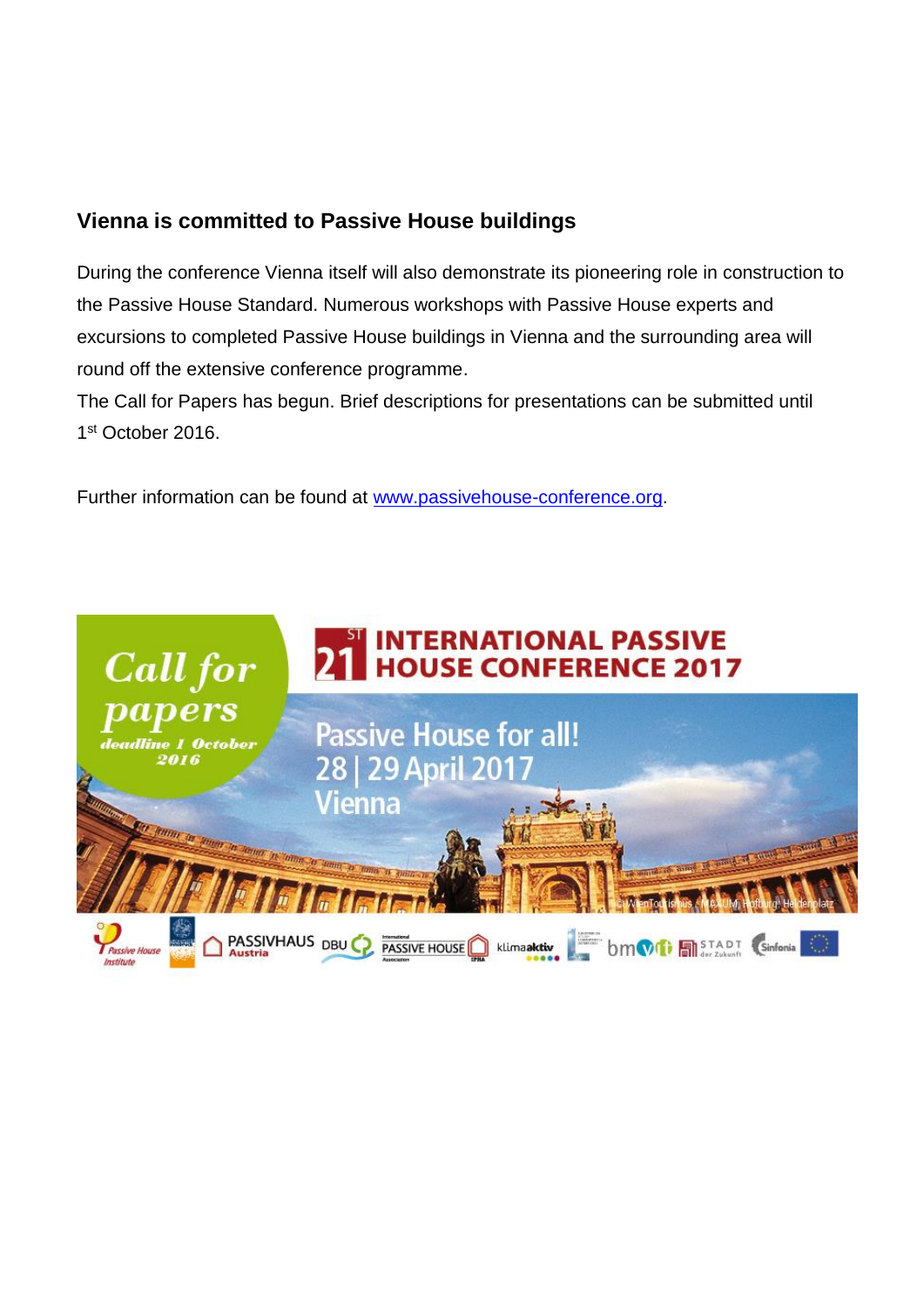## Vienna is committed to Passive House buildings

During the conference Vienna itself will also demonstrate its pioneering role in construction to the Passive House Standard. Numerous workshops with Passive House experts and excursions to completed Passive House buildings in Vienna and the surrounding area will round off the extensive conference programme.

The Call for Papers has begun. Brief descriptions for presentations can be submitted until 1st October 2016.

Further information can be found at [www.passivehouse-conference.org](http://www.passivehouse-conference.org).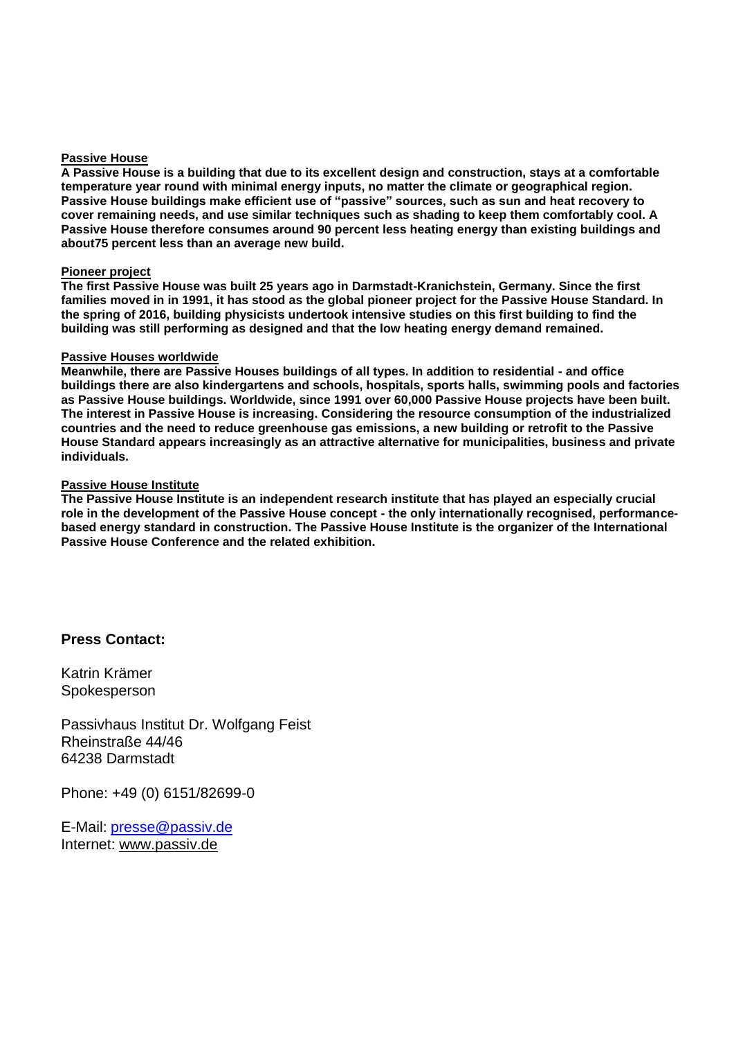**Passive House**

**A Passive House is a building that due to its excellent design and construction, stays at a comfortable temperature year round with minimal energy inputs, no matter the climate or geographical region. Passive House buildings make efficient use of "passive" sources, such as sun and heat recovery to cover remaining needs, and use similar techniques such as shading to keep them comfortably cool. A Passive House therefore consumes around 90 percent less heating energy than existing buildings and about75 percent less than an average new build.**

**Pioneer project**

**The first Passive House was built 25 years ago in Darmstadt-Kranichstein, Germany. Since the first families moved in in 1991, it has stood as the global pioneer project for the Passive House Standard. In the spring of 2016, building physicists undertook intensive studies on this first building to find the building was still performing as designed and that the low heating energy demand remained.**

**Passive Houses worldwide**

**Meanwhile, there are Passive Houses buildings of all types. In addition to residential - and office buildings there are also kindergartens and schools, hospitals, sports halls, swimming pools and factories as Passive House buildings. Worldwide, since 1991 over 60,000 Passive House projects have been built. The interest in Passive House is increasing. Considering the resource consumption of the industrialized countries and the need to reduce greenhouse gas emissions, a new building or retrofit to the Passive House Standard appears increasingly as an attractive alternative for municipalities, business and private individuals.**

**Passive House Institute**

**The Passive House Institute is an independent research institute that has played an especially crucial role in the development of the Passive House concept - the only internationally recognised, performance-based energy standard in construction. The Passive House Institute is the organizer of the International Passive House Conference and the related exhibition.**

## Press Contact:

Katrin Krämer
Spokesperson

Passivhaus Institut Dr. Wolfgang Feist
Rheinstraße 44/46
64238 Darmstadt

Phone: +49 (0) 6151/82699-0

E-Mail: presse@passiv.de
Internet: www.passiv.de